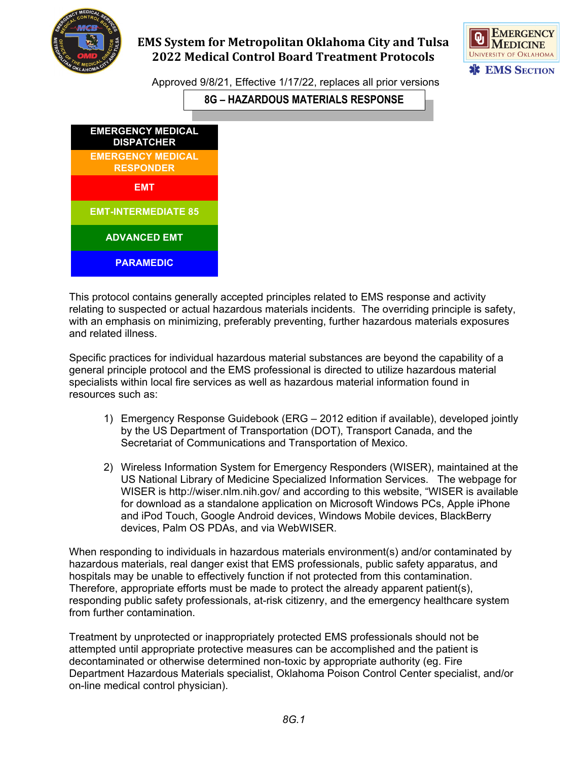# EMS System for Metropolitan Oklahoma City and Tulsa
# 2022 Medical Control Board Treatment Protocols

Approved 9/8/21, Effective 1/17/22, replaces all prior versions

## 8G – HAZARDOUS MATERIALS RESPONSE

- EMERGENCY MEDICAL DISPATCHER
- EMERGENCY MEDICAL RESPONDER
- EMT
- EMT-INTERMEDIATE 85
- ADVANCED EMT
- PARAMEDIC

This protocol contains generally accepted principles related to EMS response and activity relating to suspected or actual hazardous materials incidents. The overriding principle is safety, with an emphasis on minimizing, preferably preventing, further hazardous materials exposures and related illness.

Specific practices for individual hazardous material substances are beyond the capability of a general principle protocol and the EMS professional is directed to utilize hazardous material specialists within local fire services as well as hazardous material information found in resources such as:

1) Emergency Response Guidebook (ERG – 2012 edition if available), developed jointly by the US Department of Transportation (DOT), Transport Canada, and the Secretariat of Communications and Transportation of Mexico.

2) Wireless Information System for Emergency Responders (WISER), maintained at the US National Library of Medicine Specialized Information Services. The webpage for WISER is http://wiser.nlm.nih.gov/ and according to this website, "WISER is available for download as a standalone application on Microsoft Windows PCs, Apple iPhone and iPod Touch, Google Android devices, Windows Mobile devices, BlackBerry devices, Palm OS PDAs, and via WebWISER.

When responding to individuals in hazardous materials environment(s) and/or contaminated by hazardous materials, real danger exist that EMS professionals, public safety apparatus, and hospitals may be unable to effectively function if not protected from this contamination. Therefore, appropriate efforts must be made to protect the already apparent patient(s), responding public safety professionals, at-risk citizenry, and the emergency healthcare system from further contamination.

Treatment by unprotected or inappropriately protected EMS professionals should not be attempted until appropriate protective measures can be accomplished and the patient is decontaminated or otherwise determined non-toxic by appropriate authority (eg. Fire Department Hazardous Materials specialist, Oklahoma Poison Control Center specialist, and/or on-line medical control physician).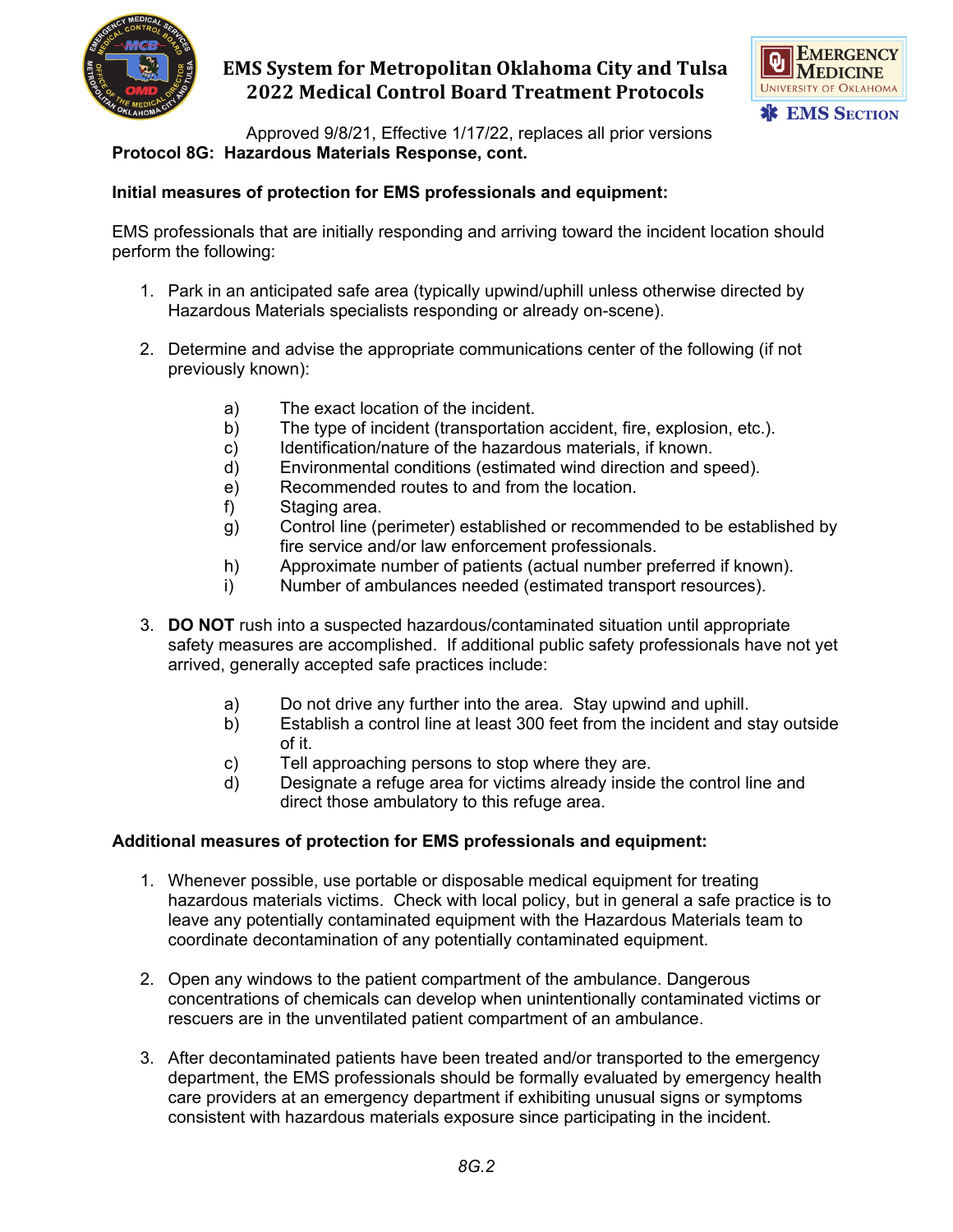**Protocol 8G: Hazardous Materials Response, cont.**

**Initial measures of protection for EMS professionals and equipment:**

EMS professionals that are initially responding and arriving toward the incident location should perform the following:

1. Park in an anticipated safe area (typically upwind/uphill unless otherwise directed by Hazardous Materials specialists responding or already on-scene).

2. Determine and advise the appropriate communications center of the following (if not previously known):

   a) The exact location of the incident.
   b) The type of incident (transportation accident, fire, explosion, etc.).
   c) Identification/nature of the hazardous materials, if known.
   d) Environmental conditions (estimated wind direction and speed).
   e) Recommended routes to and from the location.
   f) Staging area.
   g) Control line (perimeter) established or recommended to be established by fire service and/or law enforcement professionals.
   h) Approximate number of patients (actual number preferred if known).
   i) Number of ambulances needed (estimated transport resources).

3. **DO NOT** rush into a suspected hazardous/contaminated situation until appropriate safety measures are accomplished. If additional public safety professionals have not yet arrived, generally accepted safe practices include:

   a) Do not drive any further into the area. Stay upwind and uphill.
   b) Establish a control line at least 300 feet from the incident and stay outside of it.
   c) Tell approaching persons to stop where they are.
   d) Designate a refuge area for victims already inside the control line and direct those ambulatory to this refuge area.

**Additional measures of protection for EMS professionals and equipment:**

1. Whenever possible, use portable or disposable medical equipment for treating hazardous materials victims. Check with local policy, but in general a safe practice is to leave any potentially contaminated equipment with the Hazardous Materials team to coordinate decontamination of any potentially contaminated equipment.

2. Open any windows to the patient compartment of the ambulance. Dangerous concentrations of chemicals can develop when unintentionally contaminated victims or rescuers are in the unventilated patient compartment of an ambulance.

3. After decontaminated patients have been treated and/or transported to the emergency department, the EMS professionals should be formally evaluated by emergency health care providers at an emergency department if exhibiting unusual signs or symptoms consistent with hazardous materials exposure since participating in the incident.